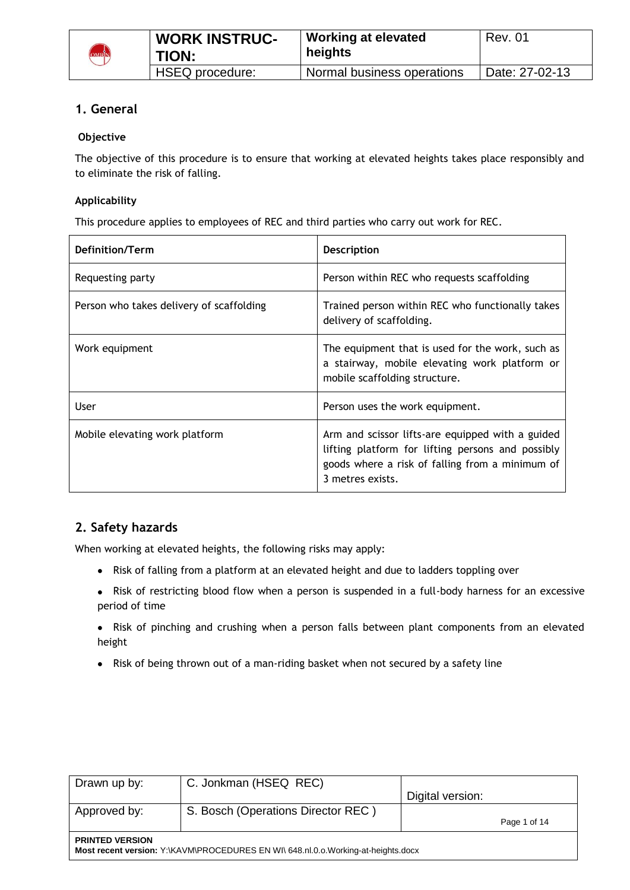| | WORK INSTRUCTION: | Working at elevated heights | Rev. 01 |
|---|---|---|---|
| | HSEQ procedure: | Normal business operations | Date: 27-02-13 |

## 1. General

### Objective

The objective of this procedure is to ensure that working at elevated heights takes place responsibly and to eliminate the risk of falling.

### Applicability

This procedure applies to employees of REC and third parties who carry out work for REC.

| Definition/Term | Description |
|---|---|
| Requesting party | Person within REC who requests scaffolding |
| Person who takes delivery of scaffolding | Trained person within REC who functionally takes delivery of scaffolding. |
| Work equipment | The equipment that is used for the work, such as a stairway, mobile elevating work platform or mobile scaffolding structure. |
| User | Person uses the work equipment. |
| Mobile elevating work platform | Arm and scissor lifts-are equipped with a guided lifting platform for lifting persons and possibly goods where a risk of falling from a minimum of 3 metres exists. |

## 2. Safety hazards

When working at elevated heights, the following risks may apply:

- Risk of falling from a platform at an elevated height and due to ladders toppling over
- Risk of restricting blood flow when a person is suspended in a full-body harness for an excessive period of time
- Risk of pinching and crushing when a person falls between plant components from an elevated height
- Risk of being thrown out of a man-riding basket when not secured by a safety line

| Drawn up by: | C. Jonkman (HSEQ REC) | Digital version: |
|---|---|---|
| Approved by: | S. Bosch (Operations Director REC ) | |

**PRINTED VERSION**
**Most recent version:** Y:\KAVM\PROCEDURES EN WI\ 648.nl.0.o.Working-at-heights.docx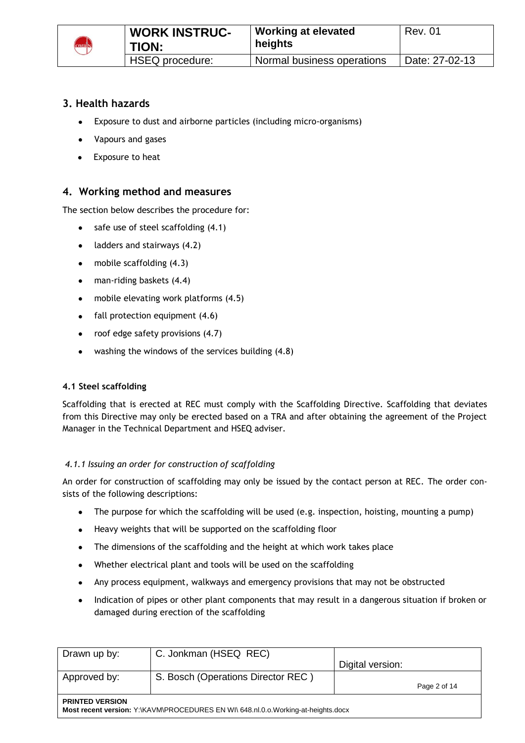## 3. Health hazards

- Exposure to dust and airborne particles (including micro-organisms)
- Vapours and gases
- Exposure to heat

## 4. Working method and measures

The section below describes the procedure for:

- safe use of steel scaffolding (4.1)
- ladders and stairways (4.2)
- mobile scaffolding (4.3)
- man-riding baskets (4.4)
- mobile elevating work platforms (4.5)
- fall protection equipment (4.6)
- roof edge safety provisions (4.7)
- washing the windows of the services building (4.8)

### 4.1 Steel scaffolding

Scaffolding that is erected at REC must comply with the Scaffolding Directive. Scaffolding that deviates from this Directive may only be erected based on a TRA and after obtaining the agreement of the Project Manager in the Technical Department and HSEQ adviser.

#### *4.1.1 Issuing an order for construction of scaffolding*

An order for construction of scaffolding may only be issued by the contact person at REC. The order consists of the following descriptions:

- The purpose for which the scaffolding will be used (e.g. inspection, hoisting, mounting a pump)
- Heavy weights that will be supported on the scaffolding floor
- The dimensions of the scaffolding and the height at which work takes place
- Whether electrical plant and tools will be used on the scaffolding
- Any process equipment, walkways and emergency provisions that may not be obstructed
- Indication of pipes or other plant components that may result in a dangerous situation if broken or damaged during erection of the scaffolding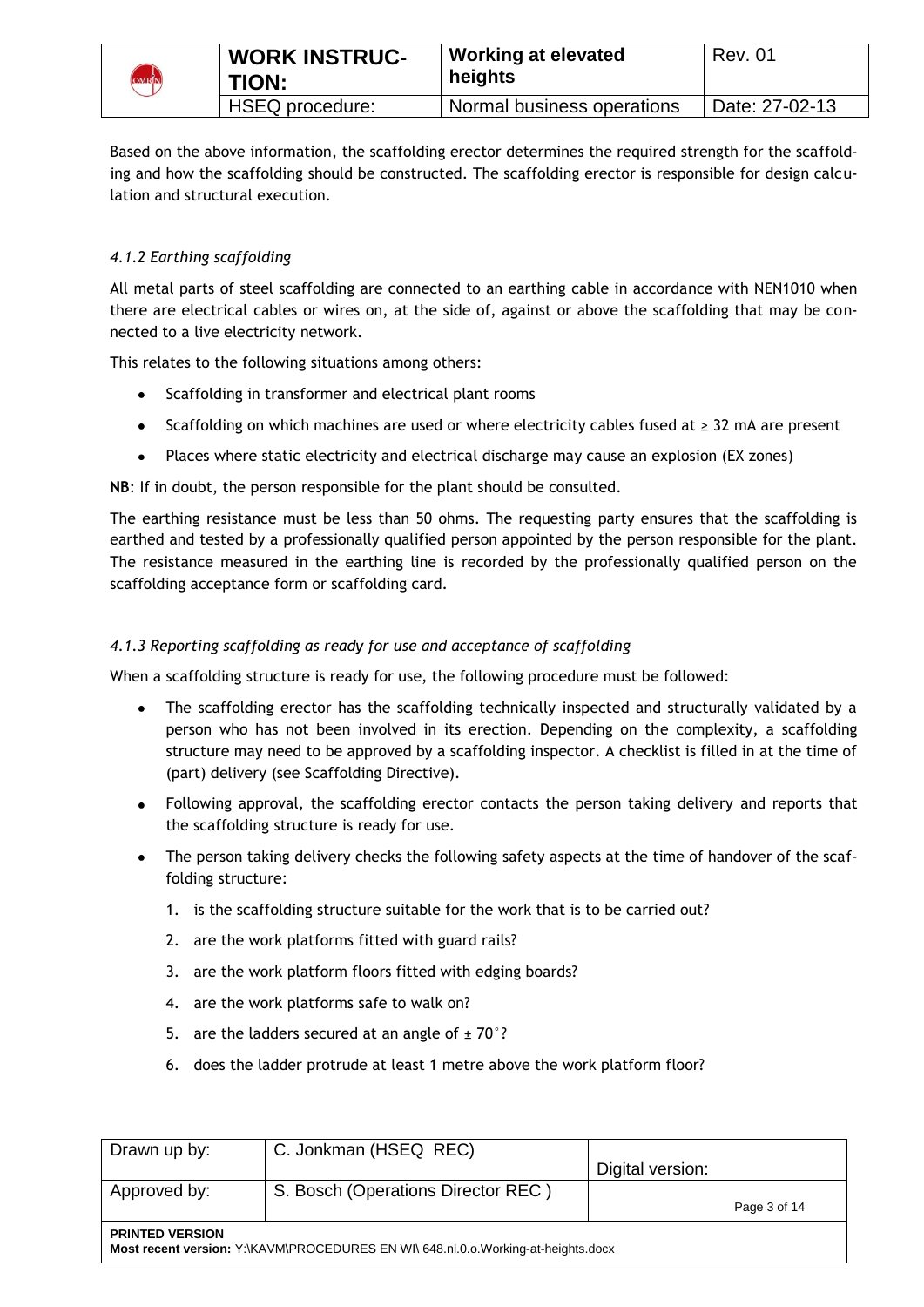Based on the above information, the scaffolding erector determines the required strength for the scaffolding and how the scaffolding should be constructed. The scaffolding erector is responsible for design calculation and structural execution.

### *4.1.2 Earthing scaffolding*

All metal parts of steel scaffolding are connected to an earthing cable in accordance with NEN1010 when there are electrical cables or wires on, at the side of, against or above the scaffolding that may be connected to a live electricity network.

This relates to the following situations among others:

- Scaffolding in transformer and electrical plant rooms
- Scaffolding on which machines are used or where electricity cables fused at ≥ 32 mA are present
- Places where static electricity and electrical discharge may cause an explosion (EX zones)

**NB**: If in doubt, the person responsible for the plant should be consulted.

The earthing resistance must be less than 50 ohms. The requesting party ensures that the scaffolding is earthed and tested by a professionally qualified person appointed by the person responsible for the plant. The resistance measured in the earthing line is recorded by the professionally qualified person on the scaffolding acceptance form or scaffolding card.

### *4.1.3 Reporting scaffolding as ready for use and acceptance of scaffolding*

When a scaffolding structure is ready for use, the following procedure must be followed:

- The scaffolding erector has the scaffolding technically inspected and structurally validated by a person who has not been involved in its erection. Depending on the complexity, a scaffolding structure may need to be approved by a scaffolding inspector. A checklist is filled in at the time of (part) delivery (see Scaffolding Directive).
- Following approval, the scaffolding erector contacts the person taking delivery and reports that the scaffolding structure is ready for use.
- The person taking delivery checks the following safety aspects at the time of handover of the scaffolding structure:
  1. is the scaffolding structure suitable for the work that is to be carried out?
  2. are the work platforms fitted with guard rails?
  3. are the work platform floors fitted with edging boards?
  4. are the work platforms safe to walk on?
  5. are the ladders secured at an angle of ± 70°?
  6. does the ladder protrude at least 1 metre above the work platform floor?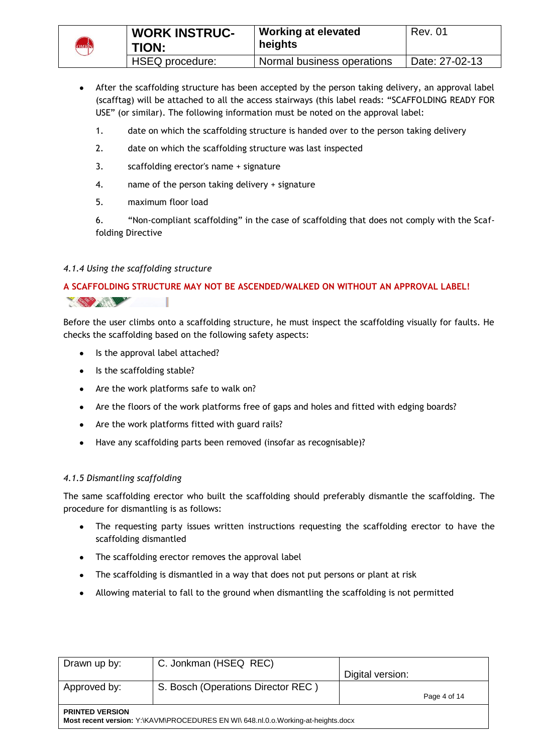- After the scaffolding structure has been accepted by the person taking delivery, an approval label (scafftag) will be attached to all the access stairways (this label reads: "SCAFFOLDING READY FOR USE" (or similar). The following information must be noted on the approval label:

  1. date on which the scaffolding structure is handed over to the person taking delivery
  2. date on which the scaffolding structure was last inspected
  3. scaffolding erector's name + signature
  4. name of the person taking delivery + signature
  5. maximum floor load
  6. "Non-compliant scaffolding" in the case of scaffolding that does not comply with the Scaffolding Directive

#### *4.1.4 Using the scaffolding structure*

**A SCAFFOLDING STRUCTURE MAY NOT BE ASCENDED/WALKED ON WITHOUT AN APPROVAL LABEL!**

Before the user climbs onto a scaffolding structure, he must inspect the scaffolding visually for faults. He checks the scaffolding based on the following safety aspects:

- Is the approval label attached?
- Is the scaffolding stable?
- Are the work platforms safe to walk on?
- Are the floors of the work platforms free of gaps and holes and fitted with edging boards?
- Are the work platforms fitted with guard rails?
- Have any scaffolding parts been removed (insofar as recognisable)?

#### *4.1.5 Dismantling scaffolding*

The same scaffolding erector who built the scaffolding should preferably dismantle the scaffolding. The procedure for dismantling is as follows:

- The requesting party issues written instructions requesting the scaffolding erector to have the scaffolding dismantled
- The scaffolding erector removes the approval label
- The scaffolding is dismantled in a way that does not put persons or plant at risk
- Allowing material to fall to the ground when dismantling the scaffolding is not permitted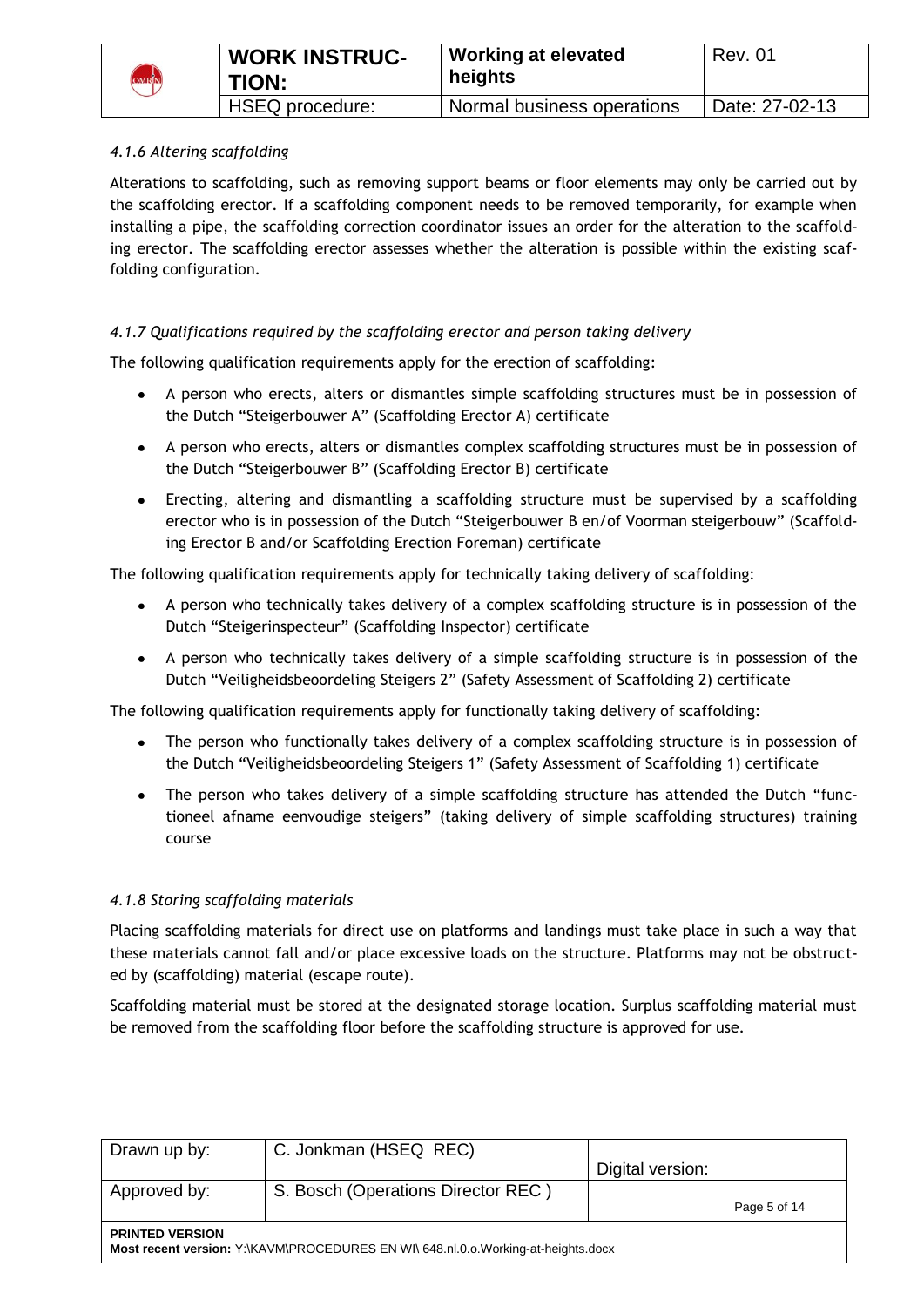#### *4.1.6 Altering scaffolding*

Alterations to scaffolding, such as removing support beams or floor elements may only be carried out by the scaffolding erector. If a scaffolding component needs to be removed temporarily, for example when installing a pipe, the scaffolding correction coordinator issues an order for the alteration to the scaffolding erector. The scaffolding erector assesses whether the alteration is possible within the existing scaffolding configuration.

#### *4.1.7 Qualifications required by the scaffolding erector and person taking delivery*

The following qualification requirements apply for the erection of scaffolding:

- A person who erects, alters or dismantles simple scaffolding structures must be in possession of the Dutch "Steigerbouwer A" (Scaffolding Erector A) certificate
- A person who erects, alters or dismantles complex scaffolding structures must be in possession of the Dutch "Steigerbouwer B" (Scaffolding Erector B) certificate
- Erecting, altering and dismantling a scaffolding structure must be supervised by a scaffolding erector who is in possession of the Dutch "Steigerbouwer B en/of Voorman steigerbouw" (Scaffolding Erector B and/or Scaffolding Erection Foreman) certificate

The following qualification requirements apply for technically taking delivery of scaffolding:

- A person who technically takes delivery of a complex scaffolding structure is in possession of the Dutch "Steigerinspecteur" (Scaffolding Inspector) certificate
- A person who technically takes delivery of a simple scaffolding structure is in possession of the Dutch "Veiligheidsbeoordeling Steigers 2" (Safety Assessment of Scaffolding 2) certificate

The following qualification requirements apply for functionally taking delivery of scaffolding:

- The person who functionally takes delivery of a complex scaffolding structure is in possession of the Dutch "Veiligheidsbeoordeling Steigers 1" (Safety Assessment of Scaffolding 1) certificate
- The person who takes delivery of a simple scaffolding structure has attended the Dutch "functioneel afname eenvoudige steigers" (taking delivery of simple scaffolding structures) training course

#### *4.1.8 Storing scaffolding materials*

Placing scaffolding materials for direct use on platforms and landings must take place in such a way that these materials cannot fall and/or place excessive loads on the structure. Platforms may not be obstructed by (scaffolding) material (escape route).

Scaffolding material must be stored at the designated storage location. Surplus scaffolding material must be removed from the scaffolding floor before the scaffolding structure is approved for use.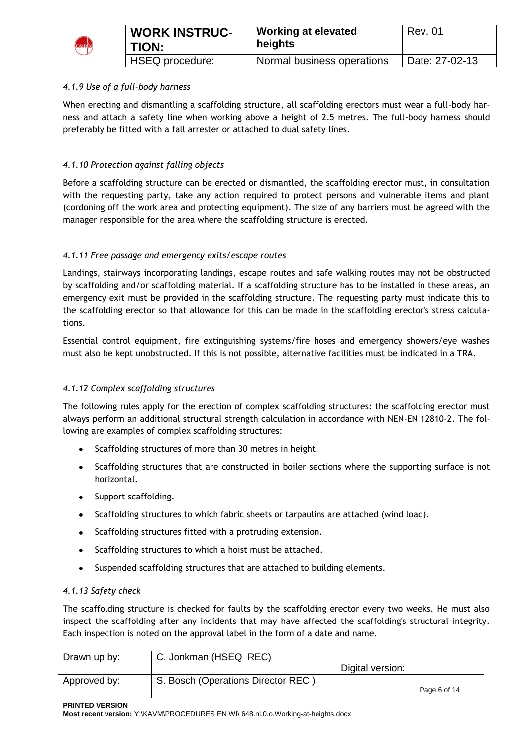#### *4.1.9 Use of a full-body harness*

When erecting and dismantling a scaffolding structure, all scaffolding erectors must wear a full-body harness and attach a safety line when working above a height of 2.5 metres. The full-body harness should preferably be fitted with a fall arrester or attached to dual safety lines.

#### *4.1.10 Protection against falling objects*

Before a scaffolding structure can be erected or dismantled, the scaffolding erector must, in consultation with the requesting party, take any action required to protect persons and vulnerable items and plant (cordoning off the work area and protecting equipment). The size of any barriers must be agreed with the manager responsible for the area where the scaffolding structure is erected.

#### *4.1.11 Free passage and emergency exits/escape routes*

Landings, stairways incorporating landings, escape routes and safe walking routes may not be obstructed by scaffolding and/or scaffolding material. If a scaffolding structure has to be installed in these areas, an emergency exit must be provided in the scaffolding structure. The requesting party must indicate this to the scaffolding erector so that allowance for this can be made in the scaffolding erector's stress calculations.

Essential control equipment, fire extinguishing systems/fire hoses and emergency showers/eye washes must also be kept unobstructed. If this is not possible, alternative facilities must be indicated in a TRA.

#### *4.1.12 Complex scaffolding structures*

The following rules apply for the erection of complex scaffolding structures: the scaffolding erector must always perform an additional structural strength calculation in accordance with NEN-EN 12810-2. The following are examples of complex scaffolding structures:

- Scaffolding structures of more than 30 metres in height.
- Scaffolding structures that are constructed in boiler sections where the supporting surface is not horizontal.
- Support scaffolding.
- Scaffolding structures to which fabric sheets or tarpaulins are attached (wind load).
- Scaffolding structures fitted with a protruding extension.
- Scaffolding structures to which a hoist must be attached.
- Suspended scaffolding structures that are attached to building elements.

#### *4.1.13 Safety check*

The scaffolding structure is checked for faults by the scaffolding erector every two weeks. He must also inspect the scaffolding after any incidents that may have affected the scaffolding's structural integrity. Each inspection is noted on the approval label in the form of a date and name.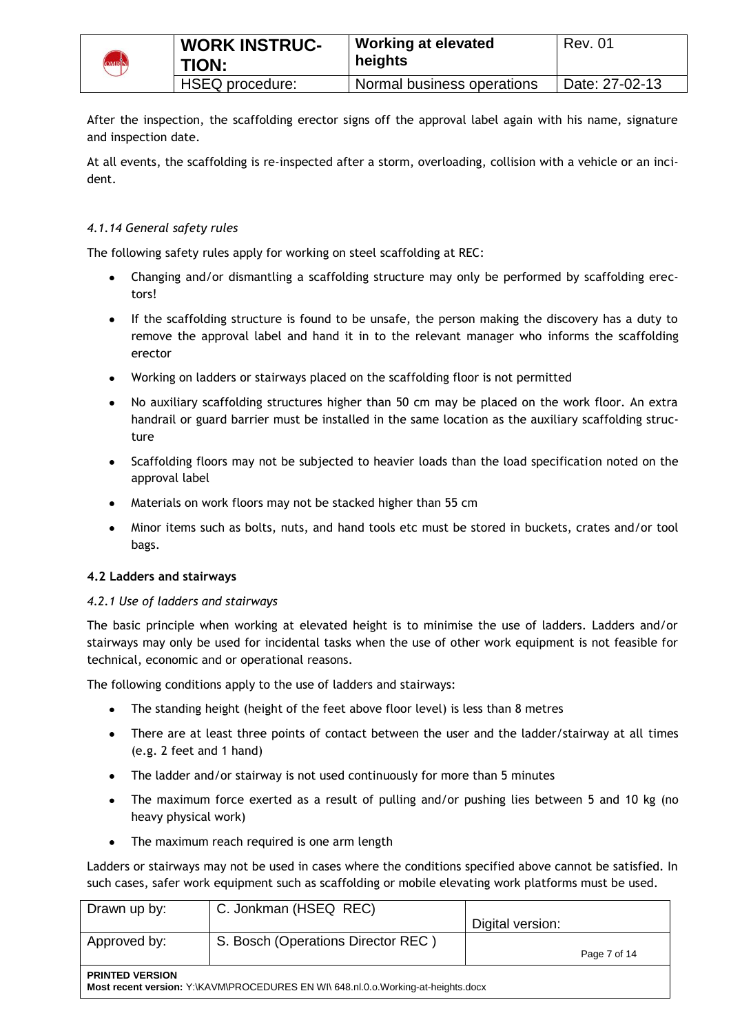After the inspection, the scaffolding erector signs off the approval label again with his name, signature and inspection date.

At all events, the scaffolding is re-inspected after a storm, overloading, collision with a vehicle or an incident.

#### *4.1.14 General safety rules*

The following safety rules apply for working on steel scaffolding at REC:

- Changing and/or dismantling a scaffolding structure may only be performed by scaffolding erectors!
- If the scaffolding structure is found to be unsafe, the person making the discovery has a duty to remove the approval label and hand it in to the relevant manager who informs the scaffolding erector
- Working on ladders or stairways placed on the scaffolding floor is not permitted
- No auxiliary scaffolding structures higher than 50 cm may be placed on the work floor. An extra handrail or guard barrier must be installed in the same location as the auxiliary scaffolding structure
- Scaffolding floors may not be subjected to heavier loads than the load specification noted on the approval label
- Materials on work floors may not be stacked higher than 55 cm
- Minor items such as bolts, nuts, and hand tools etc must be stored in buckets, crates and/or tool bags.

### 4.2 Ladders and stairways

#### *4.2.1 Use of ladders and stairways*

The basic principle when working at elevated height is to minimise the use of ladders. Ladders and/or stairways may only be used for incidental tasks when the use of other work equipment is not feasible for technical, economic and or operational reasons.

The following conditions apply to the use of ladders and stairways:

- The standing height (height of the feet above floor level) is less than 8 metres
- There are at least three points of contact between the user and the ladder/stairway at all times (e.g. 2 feet and 1 hand)
- The ladder and/or stairway is not used continuously for more than 5 minutes
- The maximum force exerted as a result of pulling and/or pushing lies between 5 and 10 kg (no heavy physical work)
- The maximum reach required is one arm length

Ladders or stairways may not be used in cases where the conditions specified above cannot be satisfied. In such cases, safer work equipment such as scaffolding or mobile elevating work platforms must be used.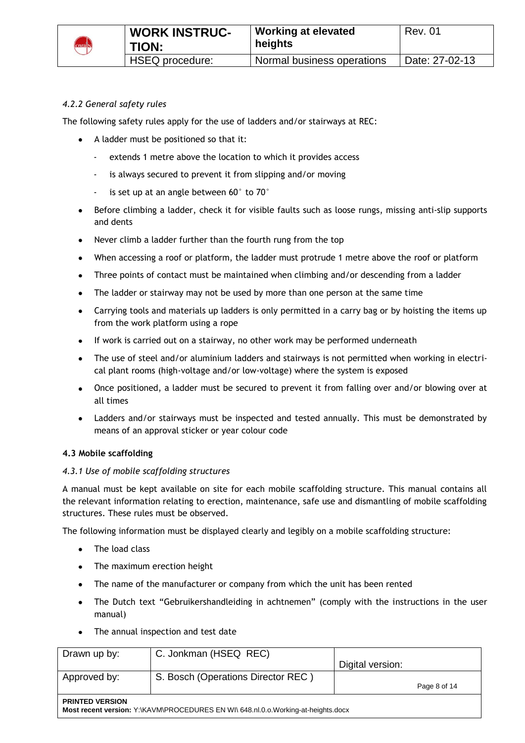#### 4.2.2 General safety rules

The following safety rules apply for the use of ladders and/or stairways at REC:

- A ladder must be positioned so that it:
  - extends 1 metre above the location to which it provides access
  - is always secured to prevent it from slipping and/or moving
  - is set up at an angle between 60° to 70°
- Before climbing a ladder, check it for visible faults such as loose rungs, missing anti-slip supports and dents
- Never climb a ladder further than the fourth rung from the top
- When accessing a roof or platform, the ladder must protrude 1 metre above the roof or platform
- Three points of contact must be maintained when climbing and/or descending from a ladder
- The ladder or stairway may not be used by more than one person at the same time
- Carrying tools and materials up ladders is only permitted in a carry bag or by hoisting the items up from the work platform using a rope
- If work is carried out on a stairway, no other work may be performed underneath
- The use of steel and/or aluminium ladders and stairways is not permitted when working in electrical plant rooms (high-voltage and/or low-voltage) where the system is exposed
- Once positioned, a ladder must be secured to prevent it from falling over and/or blowing over at all times
- Ladders and/or stairways must be inspected and tested annually. This must be demonstrated by means of an approval sticker or year colour code

### 4.3 Mobile scaffolding

#### 4.3.1 Use of mobile scaffolding structures

A manual must be kept available on site for each mobile scaffolding structure. This manual contains all the relevant information relating to erection, maintenance, safe use and dismantling of mobile scaffolding structures. These rules must be observed.

The following information must be displayed clearly and legibly on a mobile scaffolding structure:

- The load class
- The maximum erection height
- The name of the manufacturer or company from which the unit has been rented
- The Dutch text "Gebruikershandleiding in achtnemen" (comply with the instructions in the user manual)
- The annual inspection and test date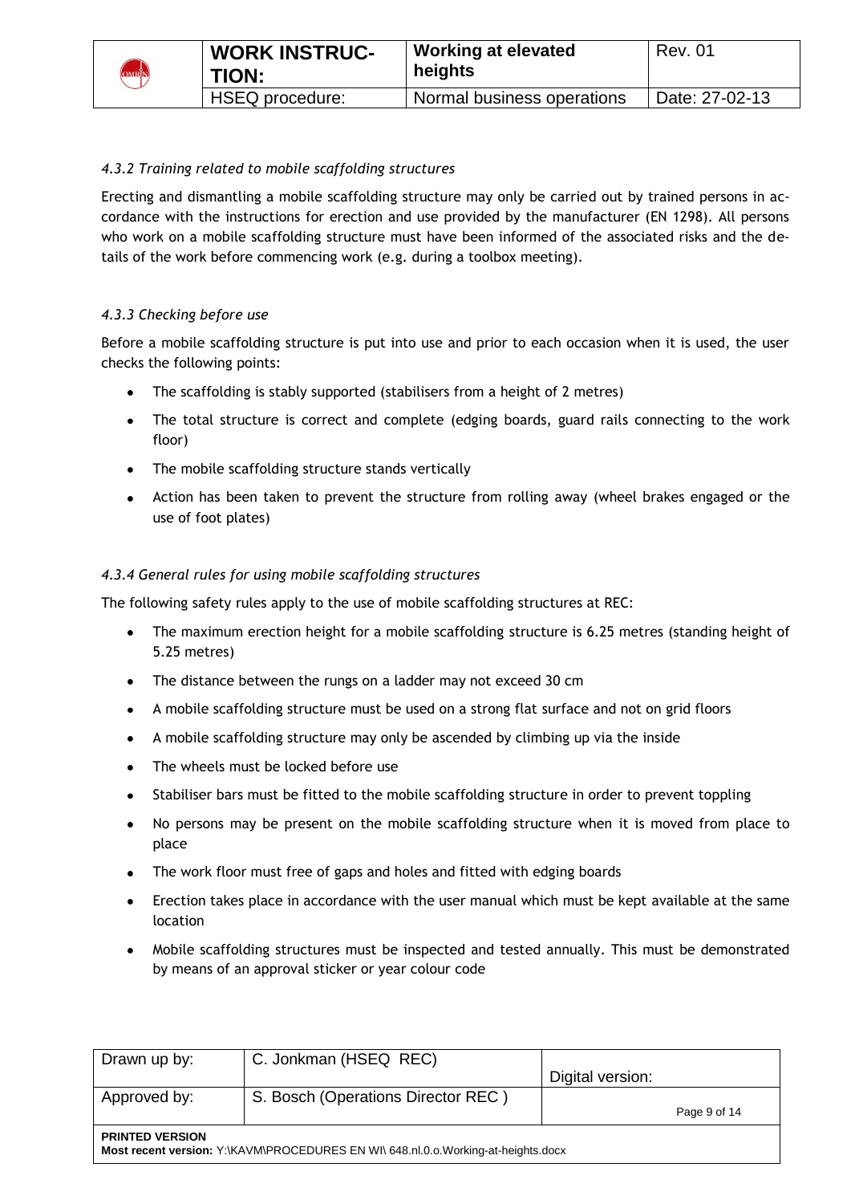#### *4.3.2 Training related to mobile scaffolding structures*

Erecting and dismantling a mobile scaffolding structure may only be carried out by trained persons in accordance with the instructions for erection and use provided by the manufacturer (EN 1298). All persons who work on a mobile scaffolding structure must have been informed of the associated risks and the details of the work before commencing work (e.g. during a toolbox meeting).

#### *4.3.3 Checking before use*

Before a mobile scaffolding structure is put into use and prior to each occasion when it is used, the user checks the following points:

- The scaffolding is stably supported (stabilisers from a height of 2 metres)
- The total structure is correct and complete (edging boards, guard rails connecting to the work floor)
- The mobile scaffolding structure stands vertically
- Action has been taken to prevent the structure from rolling away (wheel brakes engaged or the use of foot plates)

#### *4.3.4 General rules for using mobile scaffolding structures*

The following safety rules apply to the use of mobile scaffolding structures at REC:

- The maximum erection height for a mobile scaffolding structure is 6.25 metres (standing height of 5.25 metres)
- The distance between the rungs on a ladder may not exceed 30 cm
- A mobile scaffolding structure must be used on a strong flat surface and not on grid floors
- A mobile scaffolding structure may only be ascended by climbing up via the inside
- The wheels must be locked before use
- Stabiliser bars must be fitted to the mobile scaffolding structure in order to prevent toppling
- No persons may be present on the mobile scaffolding structure when it is moved from place to place
- The work floor must free of gaps and holes and fitted with edging boards
- Erection takes place in accordance with the user manual which must be kept available at the same location
- Mobile scaffolding structures must be inspected and tested annually. This must be demonstrated by means of an approval sticker or year colour code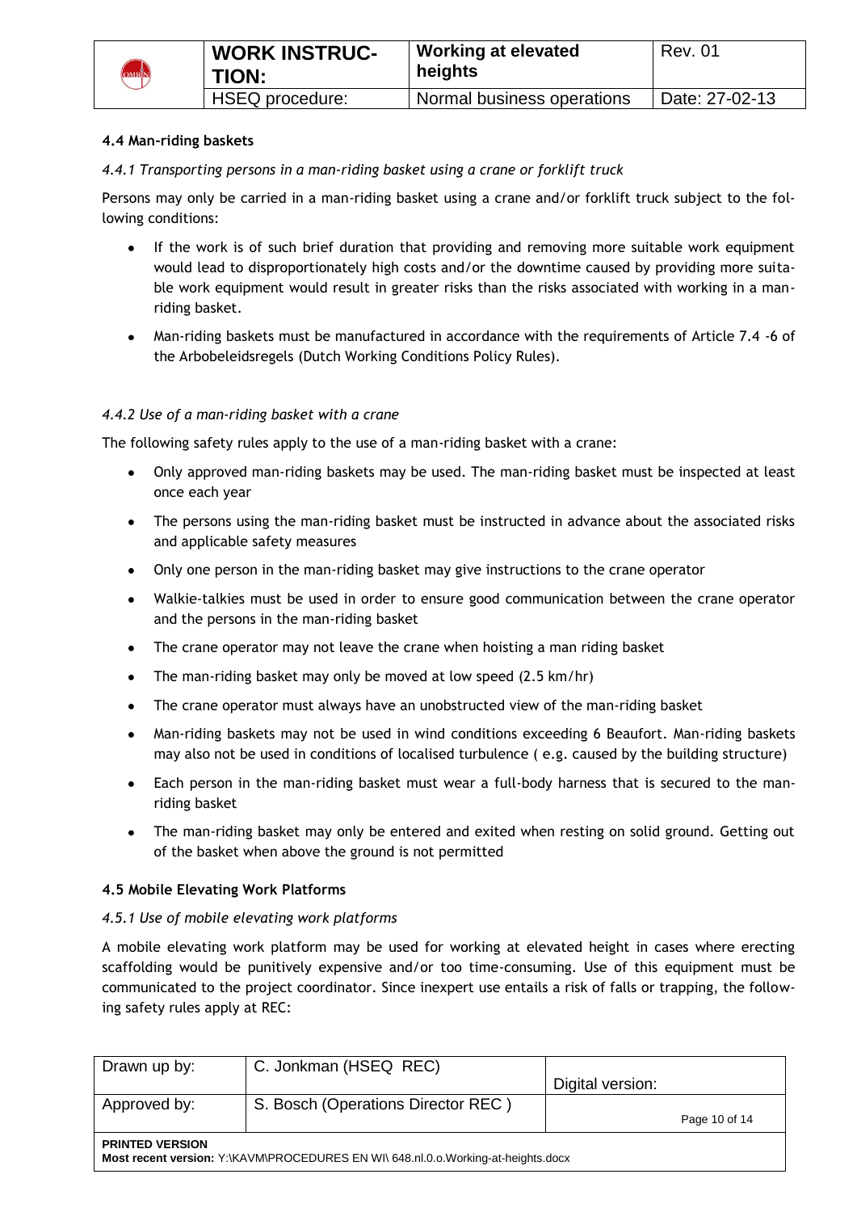### 4.4 Man-riding baskets

*4.4.1 Transporting persons in a man-riding basket using a crane or forklift truck*

Persons may only be carried in a man-riding basket using a crane and/or forklift truck subject to the following conditions:

- If the work is of such brief duration that providing and removing more suitable work equipment would lead to disproportionately high costs and/or the downtime caused by providing more suitable work equipment would result in greater risks than the risks associated with working in a man-riding basket.
- Man-riding baskets must be manufactured in accordance with the requirements of Article 7.4 -6 of the Arbobeleidsregels (Dutch Working Conditions Policy Rules).

*4.4.2 Use of a man-riding basket with a crane*

The following safety rules apply to the use of a man-riding basket with a crane:

- Only approved man-riding baskets may be used. The man-riding basket must be inspected at least once each year
- The persons using the man-riding basket must be instructed in advance about the associated risks and applicable safety measures
- Only one person in the man-riding basket may give instructions to the crane operator
- Walkie-talkies must be used in order to ensure good communication between the crane operator and the persons in the man-riding basket
- The crane operator may not leave the crane when hoisting a man riding basket
- The man-riding basket may only be moved at low speed (2.5 km/hr)
- The crane operator must always have an unobstructed view of the man-riding basket
- Man-riding baskets may not be used in wind conditions exceeding 6 Beaufort. Man-riding baskets may also not be used in conditions of localised turbulence ( e.g. caused by the building structure)
- Each person in the man-riding basket must wear a full-body harness that is secured to the man-riding basket
- The man-riding basket may only be entered and exited when resting on solid ground. Getting out of the basket when above the ground is not permitted

### 4.5 Mobile Elevating Work Platforms

*4.5.1 Use of mobile elevating work platforms*

A mobile elevating work platform may be used for working at elevated height in cases where erecting scaffolding would be punitively expensive and/or too time-consuming. Use of this equipment must be communicated to the project coordinator. Since inexpert use entails a risk of falls or trapping, the following safety rules apply at REC: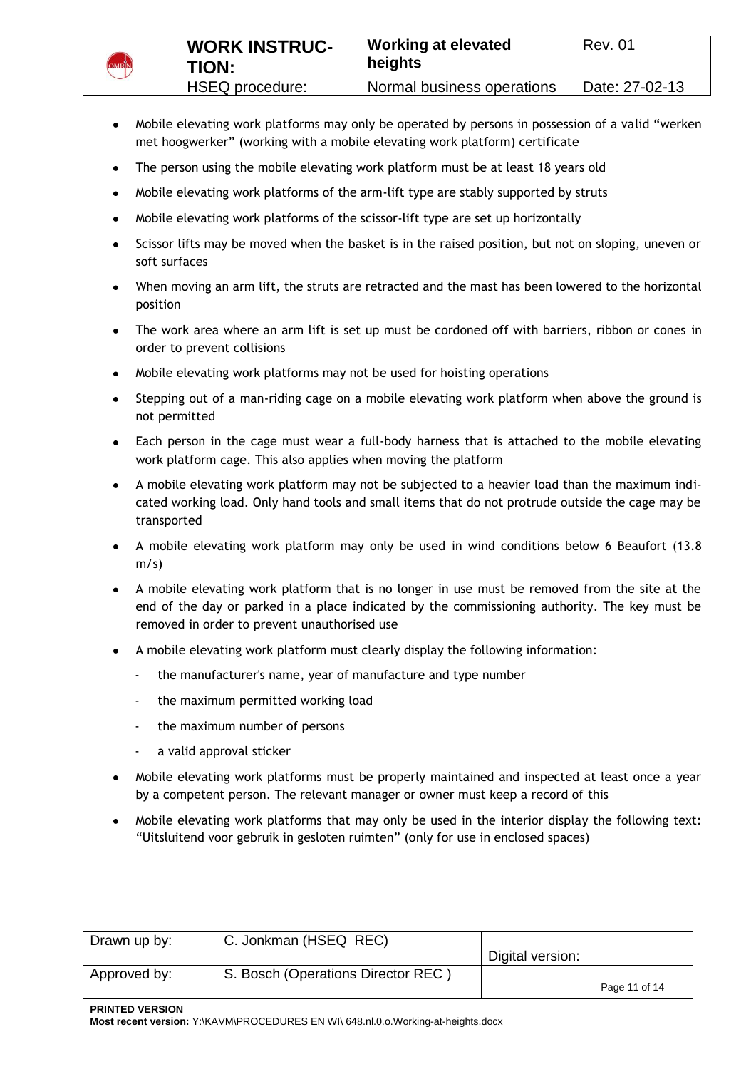- Mobile elevating work platforms may only be operated by persons in possession of a valid "werken met hoogwerker" (working with a mobile elevating work platform) certificate
- The person using the mobile elevating work platform must be at least 18 years old
- Mobile elevating work platforms of the arm-lift type are stably supported by struts
- Mobile elevating work platforms of the scissor-lift type are set up horizontally
- Scissor lifts may be moved when the basket is in the raised position, but not on sloping, uneven or soft surfaces
- When moving an arm lift, the struts are retracted and the mast has been lowered to the horizontal position
- The work area where an arm lift is set up must be cordoned off with barriers, ribbon or cones in order to prevent collisions
- Mobile elevating work platforms may not be used for hoisting operations
- Stepping out of a man-riding cage on a mobile elevating work platform when above the ground is not permitted
- Each person in the cage must wear a full-body harness that is attached to the mobile elevating work platform cage. This also applies when moving the platform
- A mobile elevating work platform may not be subjected to a heavier load than the maximum indicated working load. Only hand tools and small items that do not protrude outside the cage may be transported
- A mobile elevating work platform may only be used in wind conditions below 6 Beaufort (13.8 m/s)
- A mobile elevating work platform that is no longer in use must be removed from the site at the end of the day or parked in a place indicated by the commissioning authority. The key must be removed in order to prevent unauthorised use
- A mobile elevating work platform must clearly display the following information:
  - the manufacturer's name, year of manufacture and type number
  - the maximum permitted working load
  - the maximum number of persons
  - a valid approval sticker
- Mobile elevating work platforms must be properly maintained and inspected at least once a year by a competent person. The relevant manager or owner must keep a record of this
- Mobile elevating work platforms that may only be used in the interior display the following text: "Uitsluitend voor gebruik in gesloten ruimten" (only for use in enclosed spaces)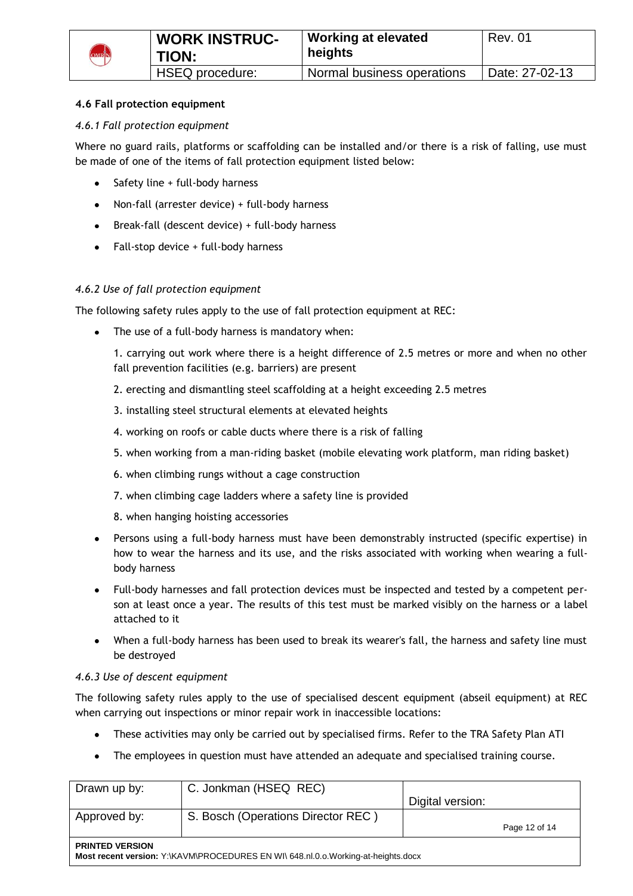### 4.6 Fall protection equipment

*4.6.1 Fall protection equipment*

Where no guard rails, platforms or scaffolding can be installed and/or there is a risk of falling, use must be made of one of the items of fall protection equipment listed below:

- Safety line + full-body harness
- Non-fall (arrester device) + full-body harness
- Break-fall (descent device) + full-body harness
- Fall-stop device + full-body harness

*4.6.2 Use of fall protection equipment*

The following safety rules apply to the use of fall protection equipment at REC:

- The use of a full-body harness is mandatory when:

  1. carrying out work where there is a height difference of 2.5 metres or more and when no other fall prevention facilities (e.g. barriers) are present
  2. erecting and dismantling steel scaffolding at a height exceeding 2.5 metres
  3. installing steel structural elements at elevated heights
  4. working on roofs or cable ducts where there is a risk of falling
  5. when working from a man-riding basket (mobile elevating work platform, man riding basket)
  6. when climbing rungs without a cage construction
  7. when climbing cage ladders where a safety line is provided
  8. when hanging hoisting accessories

- Persons using a full-body harness must have been demonstrably instructed (specific expertise) in how to wear the harness and its use, and the risks associated with working when wearing a full-body harness
- Full-body harnesses and fall protection devices must be inspected and tested by a competent person at least once a year. The results of this test must be marked visibly on the harness or a label attached to it
- When a full-body harness has been used to break its wearer's fall, the harness and safety line must be destroyed

*4.6.3 Use of descent equipment*

The following safety rules apply to the use of specialised descent equipment (abseil equipment) at REC when carrying out inspections or minor repair work in inaccessible locations:

- These activities may only be carried out by specialised firms. Refer to the TRA Safety Plan ATI
- The employees in question must have attended an adequate and specialised training course.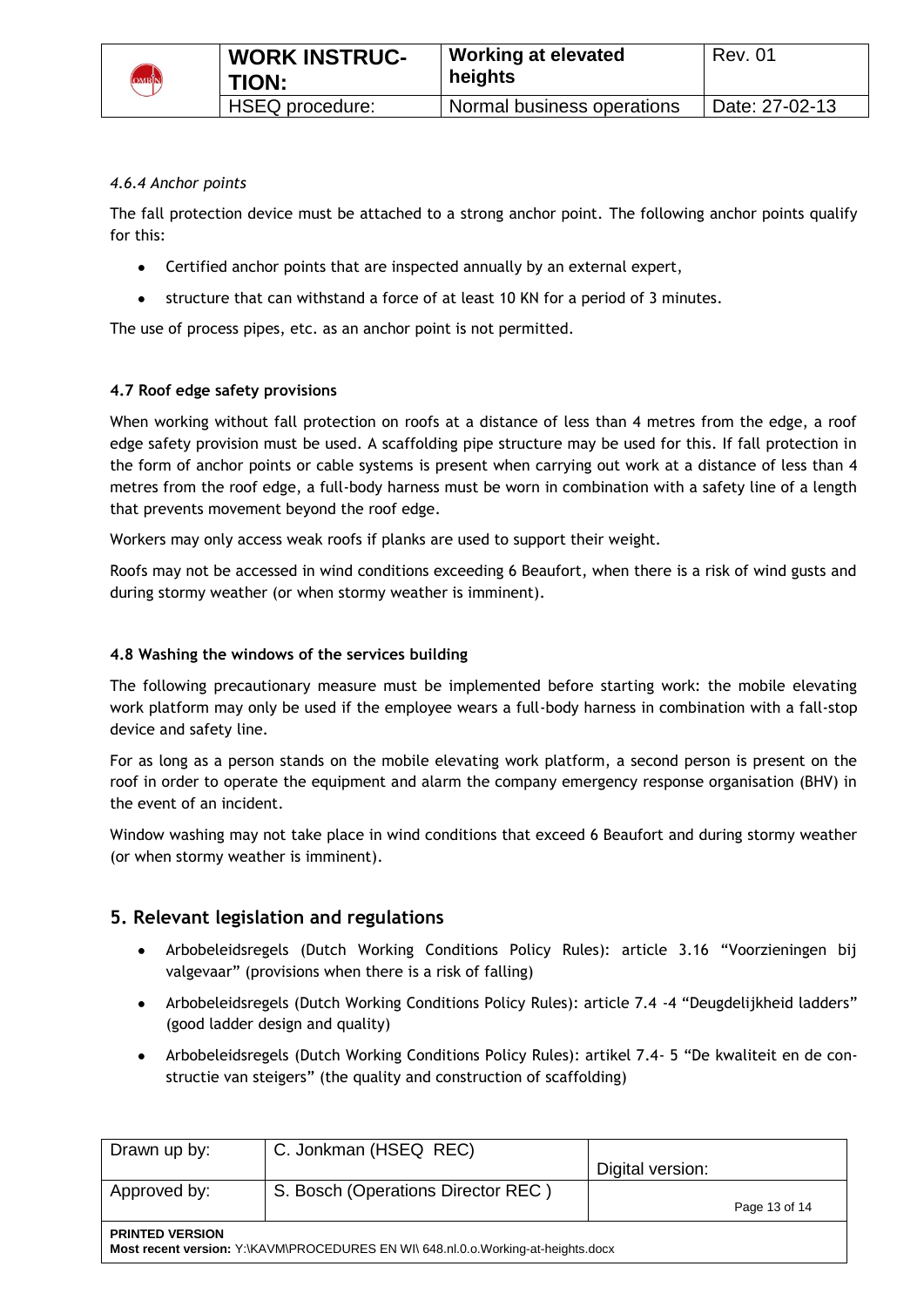#### 4.6.4 Anchor points

The fall protection device must be attached to a strong anchor point. The following anchor points qualify for this:

- Certified anchor points that are inspected annually by an external expert,
- structure that can withstand a force of at least 10 KN for a period of 3 minutes.

The use of process pipes, etc. as an anchor point is not permitted.

### 4.7 Roof edge safety provisions

When working without fall protection on roofs at a distance of less than 4 metres from the edge, a roof edge safety provision must be used. A scaffolding pipe structure may be used for this. If fall protection in the form of anchor points or cable systems is present when carrying out work at a distance of less than 4 metres from the roof edge, a full-body harness must be worn in combination with a safety line of a length that prevents movement beyond the roof edge.

Workers may only access weak roofs if planks are used to support their weight.

Roofs may not be accessed in wind conditions exceeding 6 Beaufort, when there is a risk of wind gusts and during stormy weather (or when stormy weather is imminent).

### 4.8 Washing the windows of the services building

The following precautionary measure must be implemented before starting work: the mobile elevating work platform may only be used if the employee wears a full-body harness in combination with a fall-stop device and safety line.

For as long as a person stands on the mobile elevating work platform, a second person is present on the roof in order to operate the equipment and alarm the company emergency response organisation (BHV) in the event of an incident.

Window washing may not take place in wind conditions that exceed 6 Beaufort and during stormy weather (or when stormy weather is imminent).

## 5. Relevant legislation and regulations

- Arbobeleidsregels (Dutch Working Conditions Policy Rules): article 3.16 "Voorzieningen bij valgevaar" (provisions when there is a risk of falling)
- Arbobeleidsregels (Dutch Working Conditions Policy Rules): article 7.4 -4 "Deugdelijkheid ladders" (good ladder design and quality)
- Arbobeleidsregels (Dutch Working Conditions Policy Rules): artikel 7.4- 5 "De kwaliteit en de constructie van steigers" (the quality and construction of scaffolding)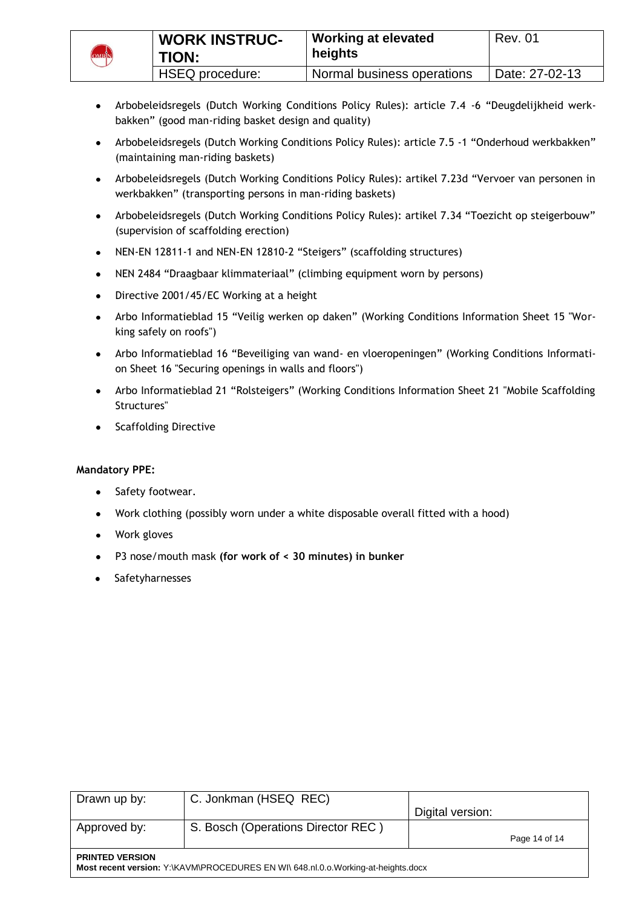- Arbobeleidsregels (Dutch Working Conditions Policy Rules): article 7.4 -6 “Deugdelijkheid werkbakken” (good man-riding basket design and quality)
- Arbobeleidsregels (Dutch Working Conditions Policy Rules): article 7.5 -1 “Onderhoud werkbakken” (maintaining man-riding baskets)
- Arbobeleidsregels (Dutch Working Conditions Policy Rules): artikel 7.23d “Vervoer van personen in werkbakken” (transporting persons in man-riding baskets)
- Arbobeleidsregels (Dutch Working Conditions Policy Rules): artikel 7.34 “Toezicht op steigerbouw” (supervision of scaffolding erection)
- NEN-EN 12811-1 and NEN-EN 12810-2 “Steigers” (scaffolding structures)
- NEN 2484 “Draagbaar klimmateriaal” (climbing equipment worn by persons)
- Directive 2001/45/EC Working at a height
- Arbo Informatieblad 15 “Veilig werken op daken” (Working Conditions Information Sheet 15 "Working safely on roofs")
- Arbo Informatieblad 16 “Beveiliging van wand- en vloeropeningen” (Working Conditions Information Sheet 16 "Securing openings in walls and floors")
- Arbo Informatieblad 21 “Rolsteigers” (Working Conditions Information Sheet 21 "Mobile Scaffolding Structures"
- Scaffolding Directive

**Mandatory PPE:**

- Safety footwear.
- Work clothing (possibly worn under a white disposable overall fitted with a hood)
- Work gloves
- P3 nose/mouth mask **(for work of < 30 minutes) in bunker**
- Safetyharnesses

| | | |
|---|---|---|
| Drawn up by: | C. Jonkman (HSEQ REC) | Digital version: |
| Approved by: | S. Bosch (Operations Director REC ) | |

**PRINTED VERSION**
**Most recent version:** Y:\KAVM\PROCEDURES EN WI\ 648.nl.0.o.Working-at-heights.docx